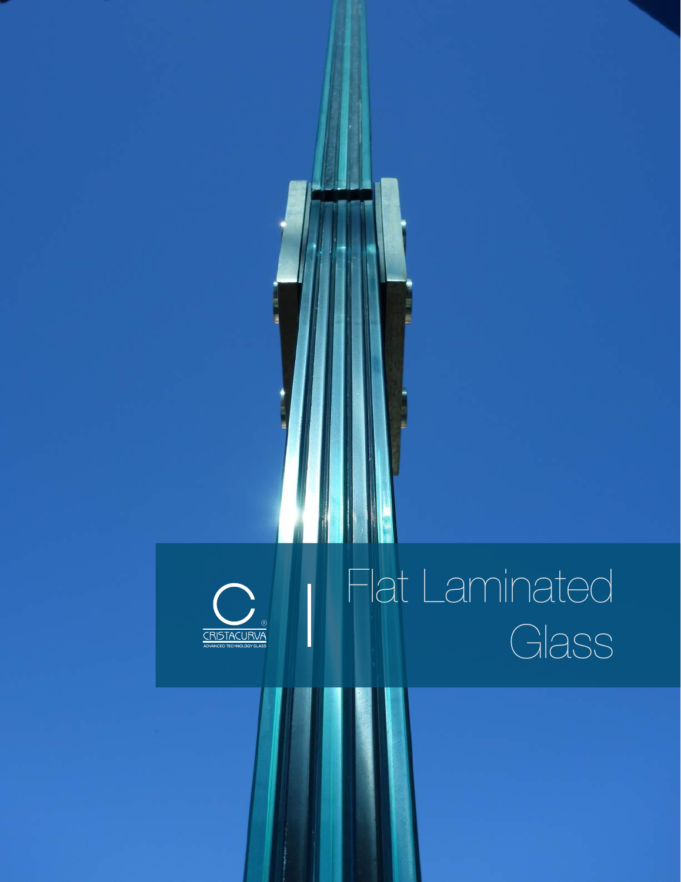CRISTACURVA®
ADVANCED TECHNOLOGY GLASS

# Flat Laminated Glass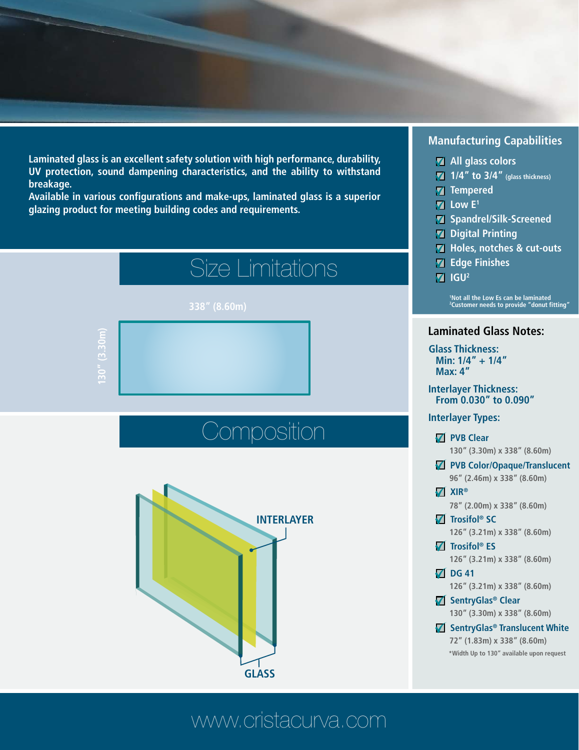**Laminated glass is an excellent safety solution with high performance, durability, UV protection, sound dampening characteristics, and the ability to withstand breakage.**
**Available in various configurations and make-ups, laminated glass is a superior glazing product for meeting building codes and requirements.**

## Size Limitations

338" (8.60m)

130" (3.30m)

## Composition

INTERLAYER

GLASS

## Manufacturing Capabilities

- All glass colors
- 1/4" to 3/4" (glass thickness)
- Tempered
- Low E[1]
- Spandrel/Silk-Screened
- Digital Printing
- Holes, notches & cut-outs
- Edge Finishes
- IGU[2]

[1]Not all the Low Es can be laminated
[2]Customer needs to provide "donut fitting"

## Laminated Glass Notes:

**Glass Thickness:**
Min: 1/4" + 1/4"
Max: 4"

**Interlayer Thickness:**
From 0.030" to 0.090"

**Interlayer Types:**

- **PVB Clear**
  130" (3.30m) x 338" (8.60m)
- **PVB Color/Opaque/Translucent**
  96" (2.46m) x 338" (8.60m)
- **XIR®**
  78" (2.00m) x 338" (8.60m)
- **Trosifol® SC**
  126" (3.21m) x 338" (8.60m)
- **Trosifol® ES**
  126" (3.21m) x 338" (8.60m)
- **DG 41**
  126" (3.21m) x 338" (8.60m)
- **SentryGlas® Clear**
  130" (3.30m) x 338" (8.60m)
- **SentryGlas® Translucent White**
  72" (1.83m) x 338" (8.60m)

*Width Up to 130" available upon request

www.cristacurva.com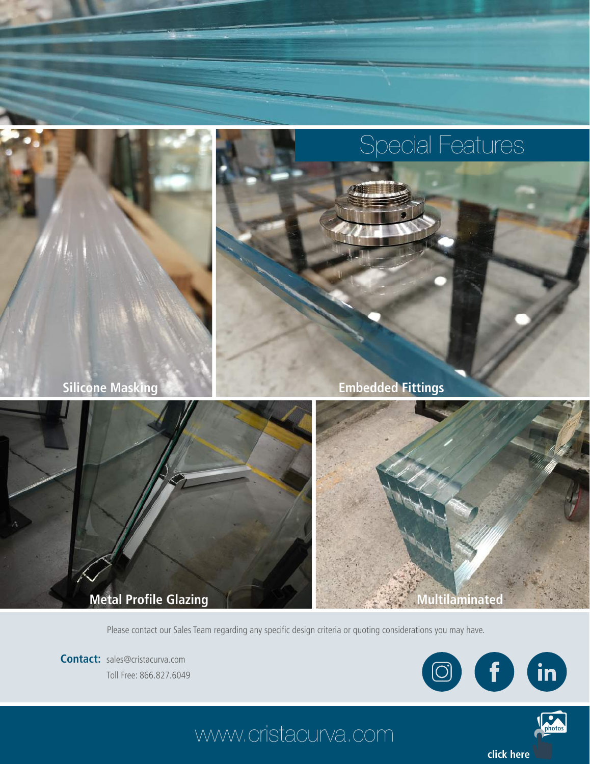## Special Features

**Silicone Masking**

**Embedded Fittings**

**Metal Profile Glazing**

**Multilaminated**

Please contact our Sales Team regarding any specific design criteria or quoting considerations you may have.

**Contact:** sales@cristacurva.com
Toll Free: 866.827.6049

www.cristacurva.com

photos

**click here**